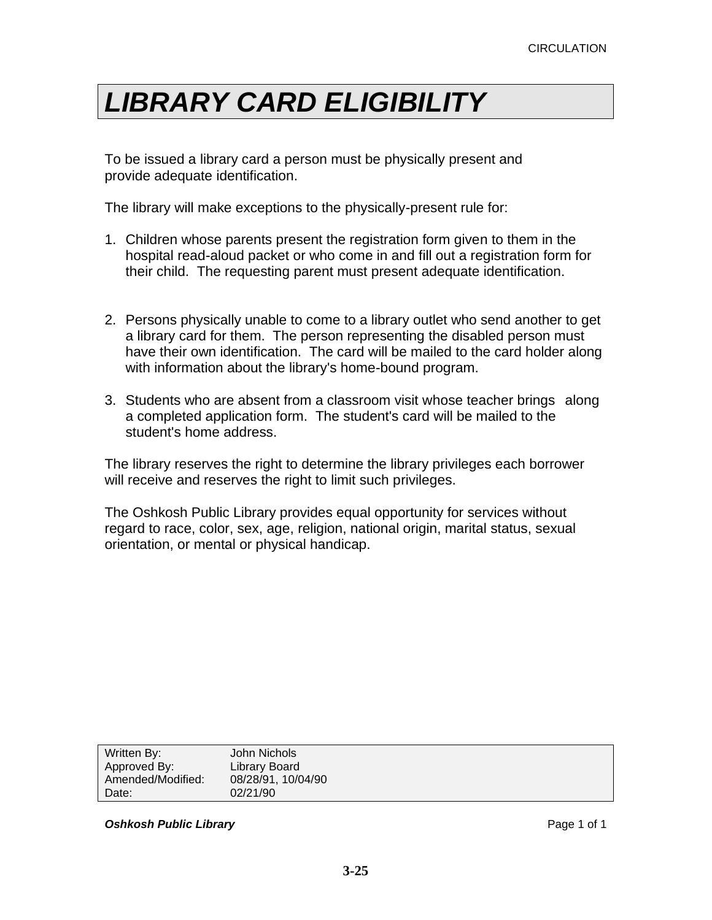# LIBRARY CARD ELIGIBILITY

To be issued a library card a person must be physically present and provide adequate identification.

The library will make exceptions to the physically-present rule for:

1. Children whose parents present the registration form given to them in the hospital read-aloud packet or who come in and fill out a registration form for their child. The requesting parent must present adequate identification.

2. Persons physically unable to come to a library outlet who send another to get a library card for them. The person representing the disabled person must have their own identification. The card will be mailed to the card holder along with information about the library's home-bound program.

3. Students who are absent from a classroom visit whose teacher brings along a completed application form. The student's card will be mailed to the student's home address.

The library reserves the right to determine the library privileges each borrower will receive and reserves the right to limit such privileges.

The Oshkosh Public Library provides equal opportunity for services without regard to race, color, sex, age, religion, national origin, marital status, sexual orientation, or mental or physical handicap.

| | |
|---|---|
| Written By: | John Nichols |
| Approved By: | Library Board |
| Amended/Modified: | 08/28/91, 10/04/90 |
| Date: | 02/21/90 |